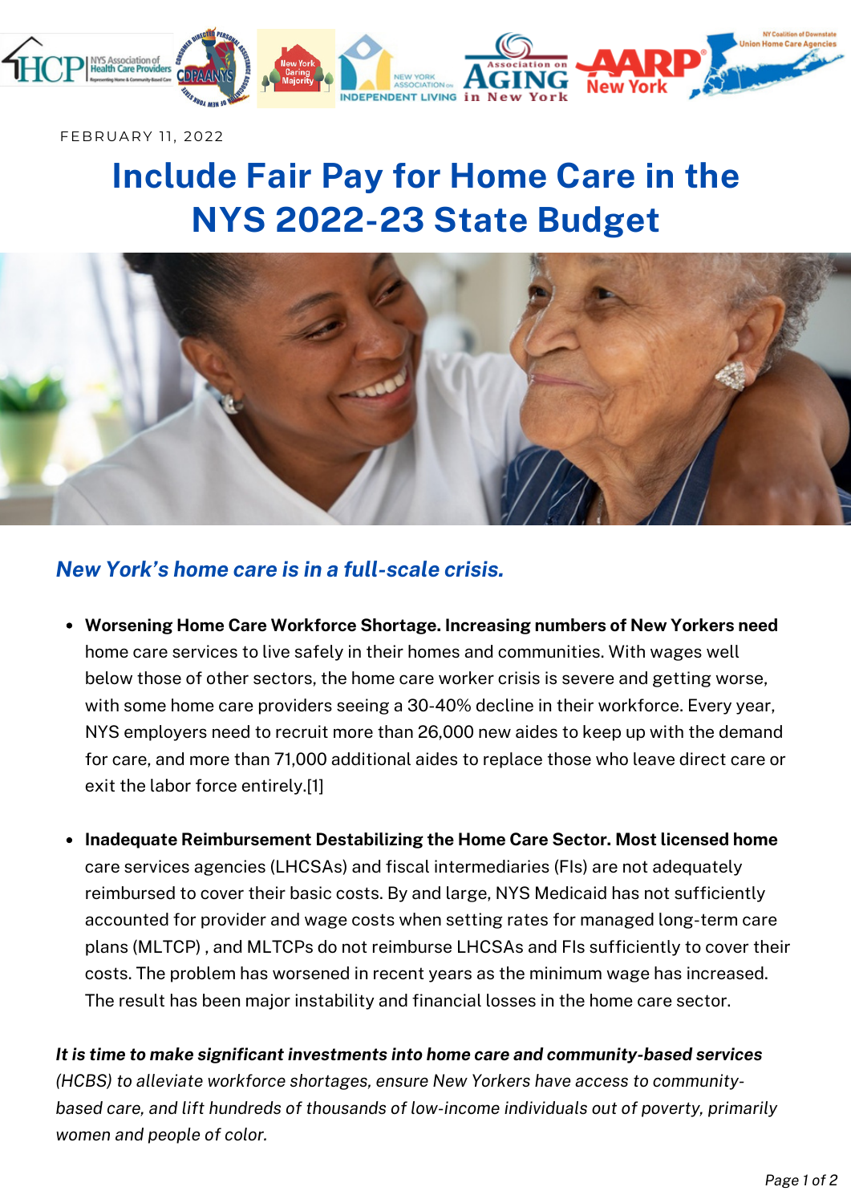FEBRUARY 11, 2022

# Include Fair Pay for Home Care in the NYS 2022-23 State Budget

## *New York's home care is in a full-scale crisis.*

- **Worsening Home Care Workforce Shortage. Increasing numbers of New Yorkers need** home care services to live safely in their homes and communities. With wages well below those of other sectors, the home care worker crisis is severe and getting worse, with some home care providers seeing a 30-40% decline in their workforce. Every year, NYS employers need to recruit more than 26,000 new aides to keep up with the demand for care, and more than 71,000 additional aides to replace those who leave direct care or exit the labor force entirely.[1]

- **Inadequate Reimbursement Destabilizing the Home Care Sector. Most licensed home** care services agencies (LHCSAs) and fiscal intermediaries (FIs) are not adequately reimbursed to cover their basic costs. By and large, NYS Medicaid has not sufficiently accounted for provider and wage costs when setting rates for managed long-term care plans (MLTCP) , and MLTCPs do not reimburse LHCSAs and FIs sufficiently to cover their costs. The problem has worsened in recent years as the minimum wage has increased. The result has been major instability and financial losses in the home care sector.

***It is time to make significant investments into home care and community-based services*** *(HCBS) to alleviate workforce shortages, ensure New Yorkers have access to community-based care, and lift hundreds of thousands of low-income individuals out of poverty, primarily women and people of color.*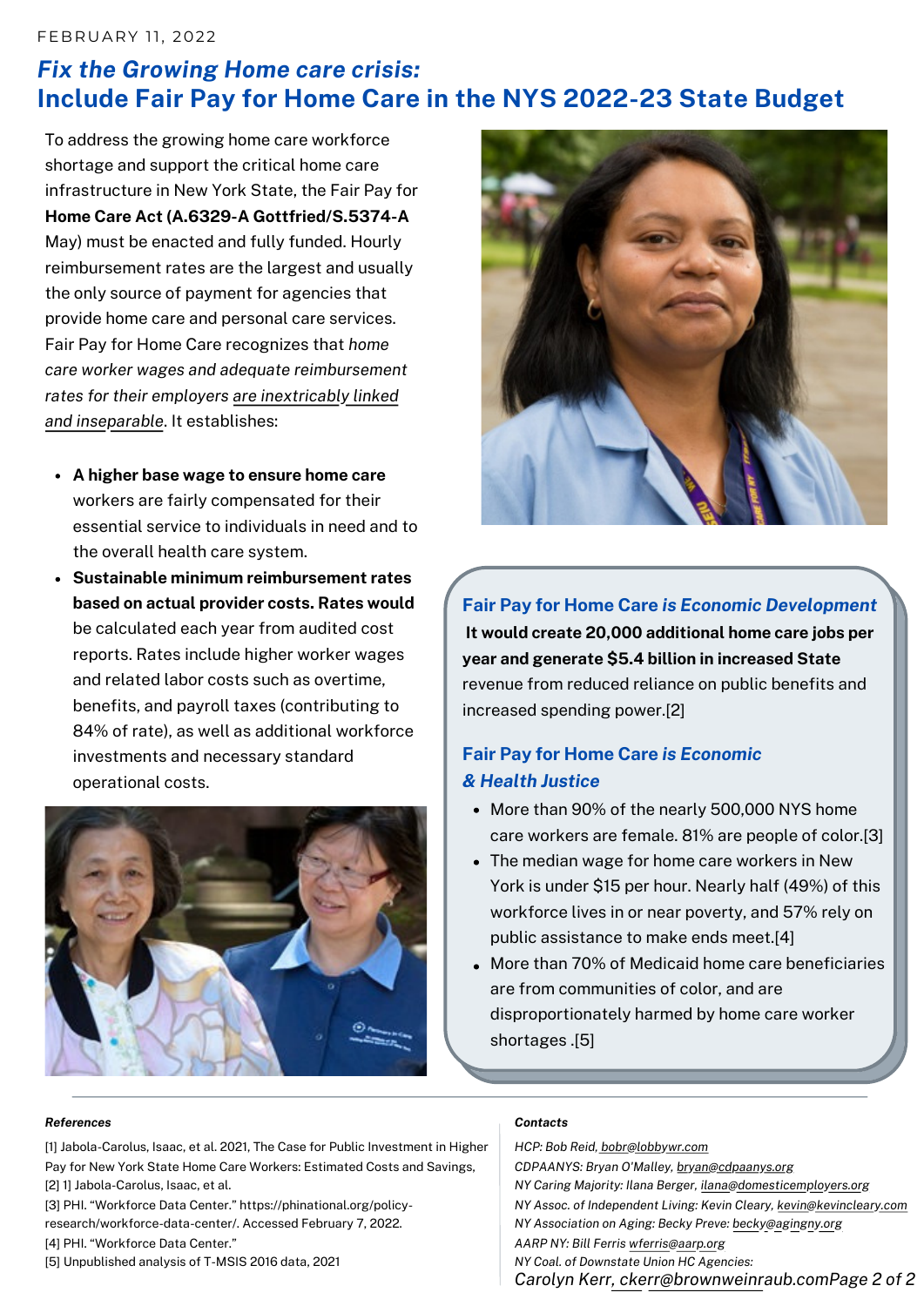FEBRUARY 11, 2022

# *Fix the Growing Home care crisis:* Include Fair Pay for Home Care in the NYS 2022-23 State Budget

To address the growing home care workforce shortage and support the critical home care infrastructure in New York State, the Fair Pay for **Home Care Act (A.6329-A Gottfried/S.5374-A** May) must be enacted and fully funded. Hourly reimbursement rates are the largest and usually the only source of payment for agencies that provide home care and personal care services. Fair Pay for Home Care recognizes that *home care worker wages and adequate reimbursement rates for their employers are inextricably linked and inseparable*. It establishes:

- **A higher base wage to ensure home care** workers are fairly compensated for their essential service to individuals in need and to the overall health care system.
- **Sustainable minimum reimbursement rates based on actual provider costs. Rates would** be calculated each year from audited cost reports. Rates include higher worker wages and related labor costs such as overtime, benefits, and payroll taxes (contributing to 84% of rate), as well as additional workforce investments and necessary standard operational costs.

### Fair Pay for Home Care *is Economic Development*

**It would create 20,000 additional home care jobs per year and generate $5.4 billion in increased State** revenue from reduced reliance on public benefits and increased spending power.[2]

### Fair Pay for Home Care *is Economic & Health Justice*

- More than 90% of the nearly 500,000 NYS home care workers are female. 81% are people of color.[3]
- The median wage for home care workers in New York is under $15 per hour. Nearly half (49%) of this workforce lives in or near poverty, and 57% rely on public assistance to make ends meet.[4]
- More than 70% of Medicaid home care beneficiaries are from communities of color, and are disproportionately harmed by home care worker shortages .[5]

***References***

[1] Jabola-Carolus, Isaac, et al. 2021, The Case for Public Investment in Higher Pay for New York State Home Care Workers: Estimated Costs and Savings,
[2] 1] Jabola-Carolus, Isaac, et al.
[3] PHI. "Workforce Data Center." https://phinational.org/policy-research/workforce-data-center/. Accessed February 7, 2022.
[4] PHI. "Workforce Data Center."
[5] Unpublished analysis of T-MSIS 2016 data, 2021

***Contacts***

*HCP: Bob Reid, bobr@lobbywr.com*
*CDPAANYS: Bryan O'Malley, bryan@cdpaanys.org*
*NY Caring Majority: Ilana Berger, ilana@domesticemployers.org*
*NY Assoc. of Independent Living: Kevin Cleary, kevin@kevincleary.com*
*NY Association on Aging: Becky Preve: becky@agingny.org*
*AARP NY: Bill Ferris wferris@aarp.org*
*NY Coal. of Downstate Union HC Agencies:*
*Carolyn Kerr, ckerr@brownweinraub.com*